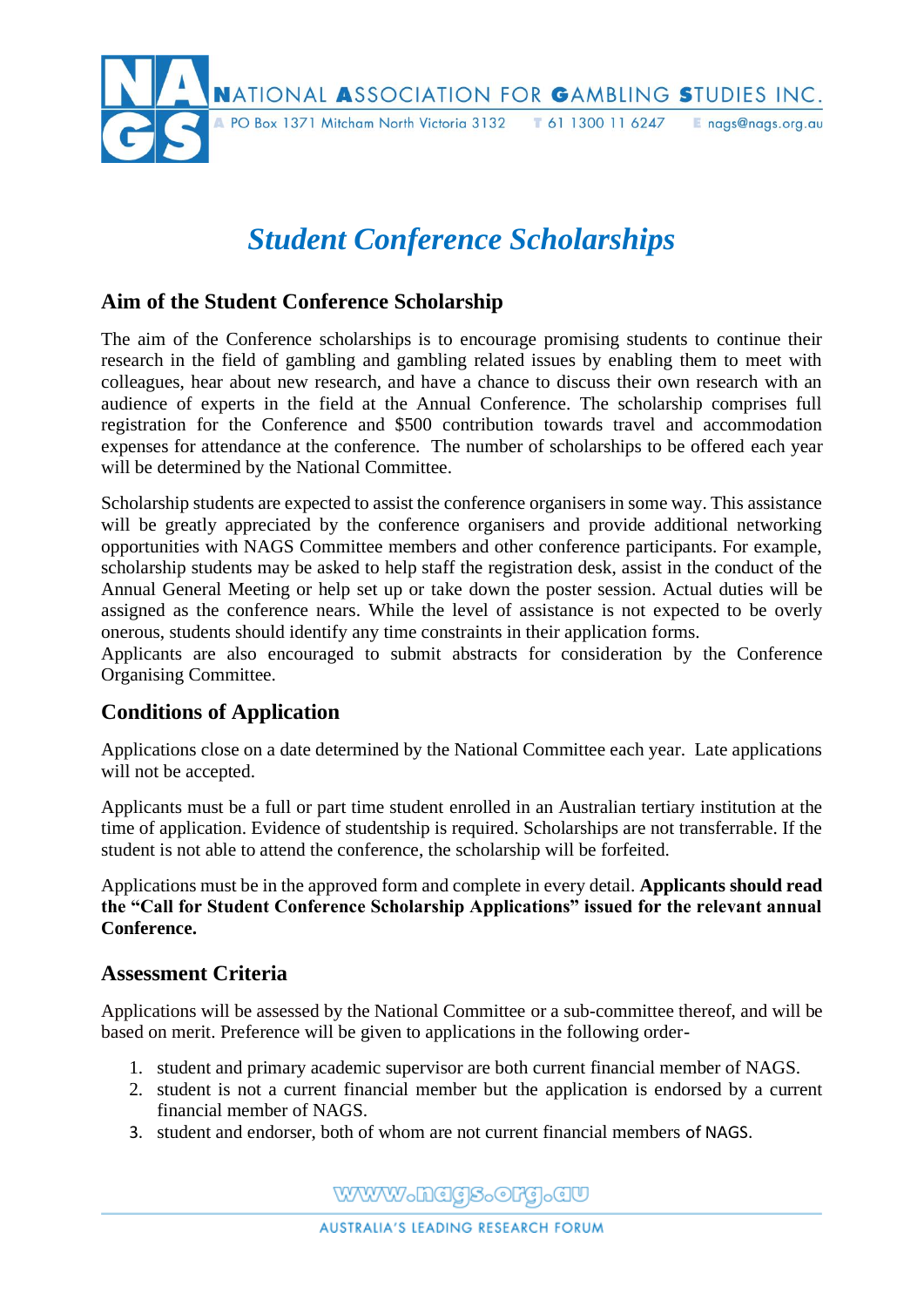NATIONAL ASSOCIATION FOR GAMBLING STUDIES INC.

PO Box 1371 Mitcham North Victoria 3132 T 61 1300 11 6247 E nags@nags.org.au

# *Student Conference Scholarships*

## Aim of the Student Conference Scholarship

The aim of the Conference scholarships is to encourage promising students to continue their research in the field of gambling and gambling related issues by enabling them to meet with colleagues, hear about new research, and have a chance to discuss their own research with an audience of experts in the field at the Annual Conference. The scholarship comprises full registration for the Conference and $500 contribution towards travel and accommodation expenses for attendance at the conference. The number of scholarships to be offered each year will be determined by the National Committee.

Scholarship students are expected to assist the conference organisers in some way. This assistance will be greatly appreciated by the conference organisers and provide additional networking opportunities with NAGS Committee members and other conference participants. For example, scholarship students may be asked to help staff the registration desk, assist in the conduct of the Annual General Meeting or help set up or take down the poster session. Actual duties will be assigned as the conference nears. While the level of assistance is not expected to be overly onerous, students should identify any time constraints in their application forms.
Applicants are also encouraged to submit abstracts for consideration by the Conference Organising Committee.

## Conditions of Application

Applications close on a date determined by the National Committee each year. Late applications will not be accepted.

Applicants must be a full or part time student enrolled in an Australian tertiary institution at the time of application. Evidence of studentship is required. Scholarships are not transferrable. If the student is not able to attend the conference, the scholarship will be forfeited.

Applications must be in the approved form and complete in every detail. **Applicants should read the "Call for Student Conference Scholarship Applications" issued for the relevant annual Conference.**

## Assessment Criteria

Applications will be assessed by the National Committee or a sub-committee thereof, and will be based on merit. Preference will be given to applications in the following order-

1. student and primary academic supervisor are both current financial member of NAGS.
2. student is not a current financial member but the application is endorsed by a current financial member of NAGS.
3. student and endorser, both of whom are not current financial members of NAGS.

www.nags.org.au

AUSTRALIA'S LEADING RESEARCH FORUM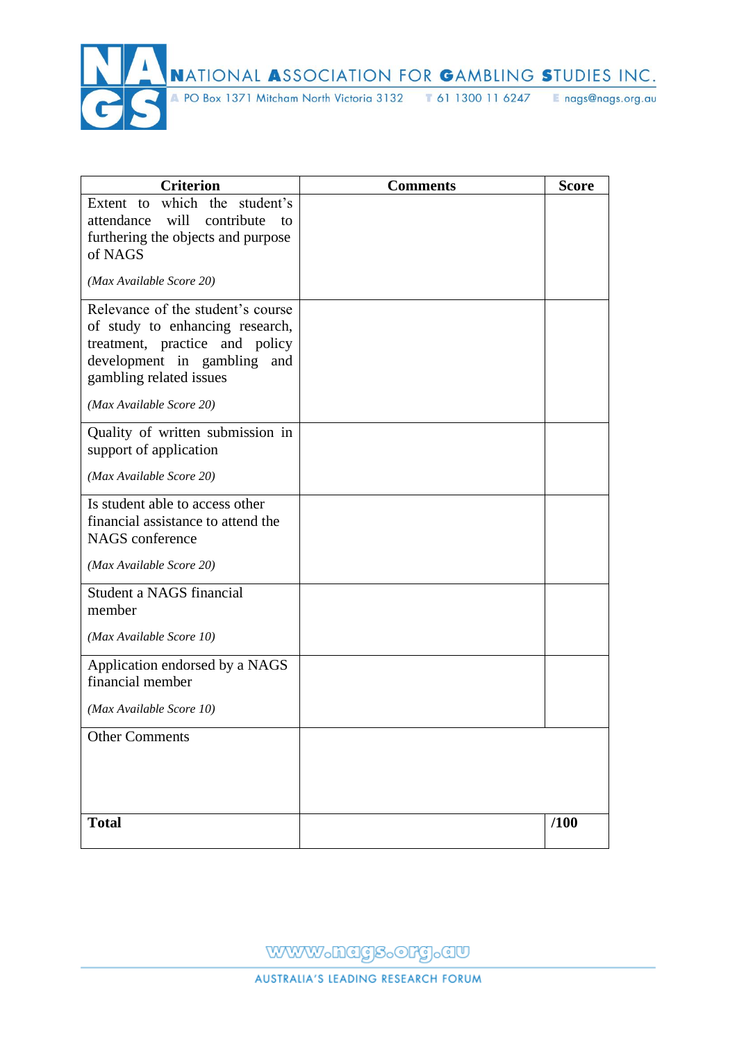| Criterion | Comments | Score |
|---|---|---|
| Extent to which the student's attendance will contribute to furthering the objects and purpose of NAGS<br><br>*(Max Available Score 20)* | | |
| Relevance of the student's course of study to enhancing research, treatment, practice and policy development in gambling and gambling related issues<br><br>*(Max Available Score 20)* | | |
| Quality of written submission in support of application<br><br>*(Max Available Score 20)* | | |
| Is student able to access other financial assistance to attend the NAGS conference<br><br>*(Max Available Score 20)* | | |
| Student a NAGS financial member<br><br>*(Max Available Score 10)* | | |
| Application endorsed by a NAGS financial member<br><br>*(Max Available Score 10)* | | |
| Other Comments | | |
| **Total** | | **/100** |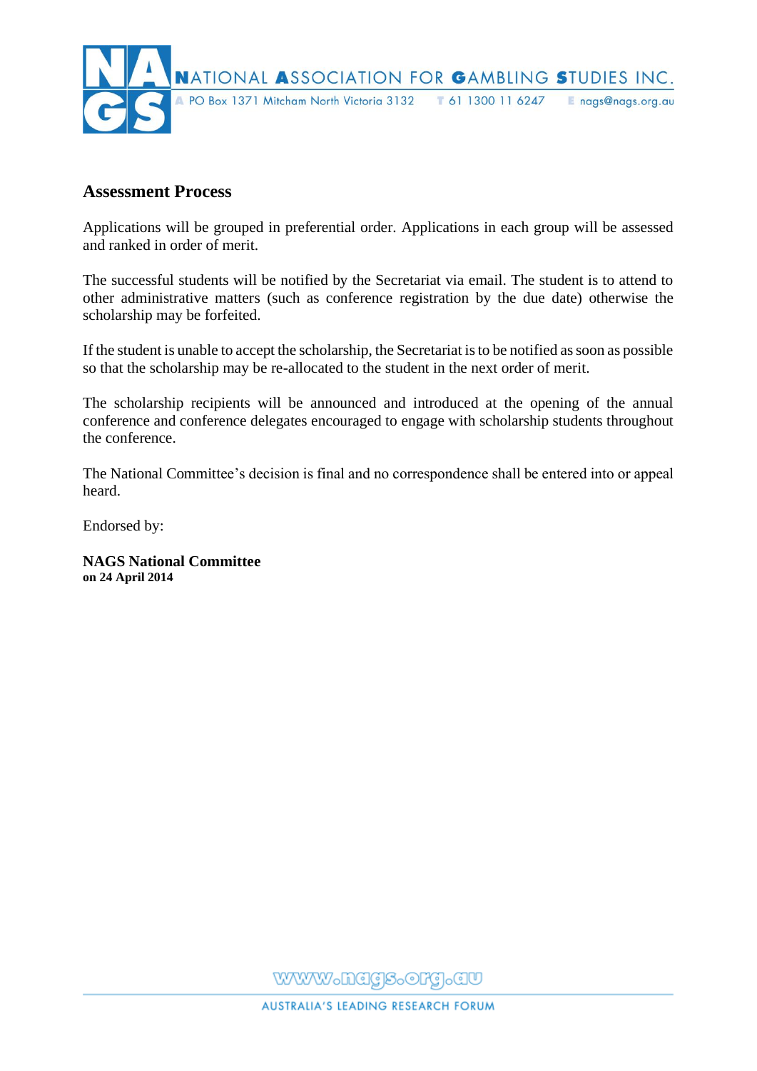## Assessment Process

Applications will be grouped in preferential order. Applications in each group will be assessed and ranked in order of merit.

The successful students will be notified by the Secretariat via email. The student is to attend to other administrative matters (such as conference registration by the due date) otherwise the scholarship may be forfeited.

If the student is unable to accept the scholarship, the Secretariat is to be notified as soon as possible so that the scholarship may be re-allocated to the student in the next order of merit.

The scholarship recipients will be announced and introduced at the opening of the annual conference and conference delegates encouraged to engage with scholarship students throughout the conference.

The National Committee's decision is final and no correspondence shall be entered into or appeal heard.

Endorsed by:

**NAGS National Committee**
**on 24 April 2014**